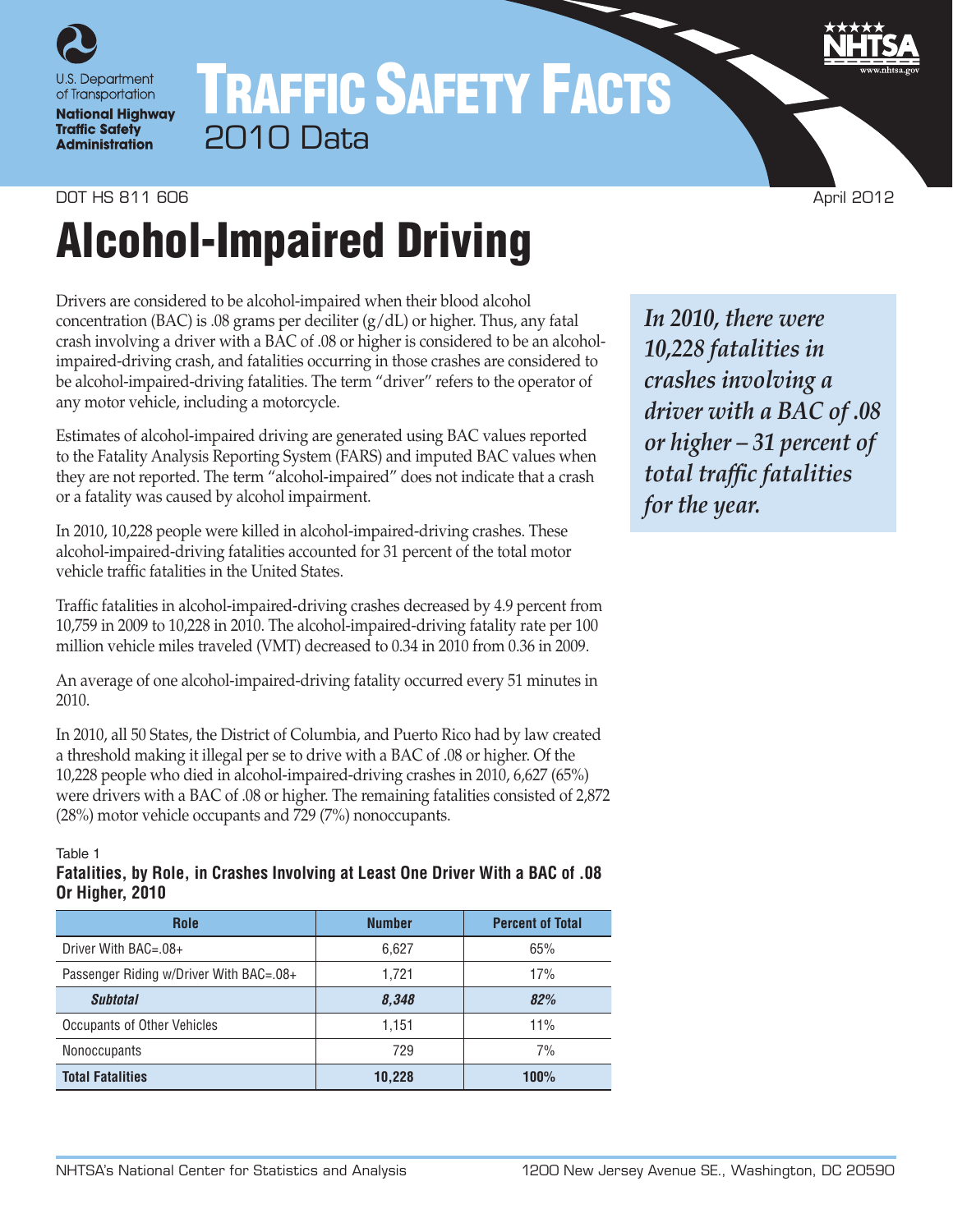U.S. Department of Transportation

National Highway Traffic Safety Administration

# TRAFFIC SAFETY FACTS

2010 Data

DOT HS 811 606 April 2012

# Alcohol-Impaired Driving

Drivers are considered to be alcohol-impaired when their blood alcohol concentration (BAC) is .08 grams per deciliter (g/dL) or higher. Thus, any fatal crash involving a driver with a BAC of .08 or higher is considered to be an alcohol-impaired-driving crash, and fatalities occurring in those crashes are considered to be alcohol-impaired-driving fatalities. The term "driver" refers to the operator of any motor vehicle, including a motorcycle.

Estimates of alcohol-impaired driving are generated using BAC values reported to the Fatality Analysis Reporting System (FARS) and imputed BAC values when they are not reported. The term "alcohol-impaired" does not indicate that a crash or a fatality was caused by alcohol impairment.

In 2010, 10,228 people were killed in alcohol-impaired-driving crashes. These alcohol-impaired-driving fatalities accounted for 31 percent of the total motor vehicle traffic fatalities in the United States.

Traffic fatalities in alcohol-impaired-driving crashes decreased by 4.9 percent from 10,759 in 2009 to 10,228 in 2010. The alcohol-impaired-driving fatality rate per 100 million vehicle miles traveled (VMT) decreased to 0.34 in 2010 from 0.36 in 2009.

An average of one alcohol-impaired-driving fatality occurred every 51 minutes in 2010.

In 2010, all 50 States, the District of Columbia, and Puerto Rico had by law created a threshold making it illegal per se to drive with a BAC of .08 or higher. Of the 10,228 people who died in alcohol-impaired-driving crashes in 2010, 6,627 (65%) were drivers with a BAC of .08 or higher. The remaining fatalities consisted of 2,872 (28%) motor vehicle occupants and 729 (7%) nonoccupants.

*In 2010, there were 10,228 fatalities in crashes involving a driver with a BAC of .08 or higher – 31 percent of total traffic fatalities for the year.*

Table 1
**Fatalities, by Role, in Crashes Involving at Least One Driver With a BAC of .08 Or Higher, 2010**

| Role | Number | Percent of Total |
|---|---|---|
| Driver With BAC=.08+ | 6,627 | 65% |
| Passenger Riding w/Driver With BAC=.08+ | 1,721 | 17% |
| ***Subtotal*** | ***8,348*** | ***82%*** |
| Occupants of Other Vehicles | 1,151 | 11% |
| Nonoccupants | 729 | 7% |
| **Total Fatalities** | **10,228** | **100%** |

NHTSA's National Center for Statistics and Analysis 1200 New Jersey Avenue SE., Washington, DC 20590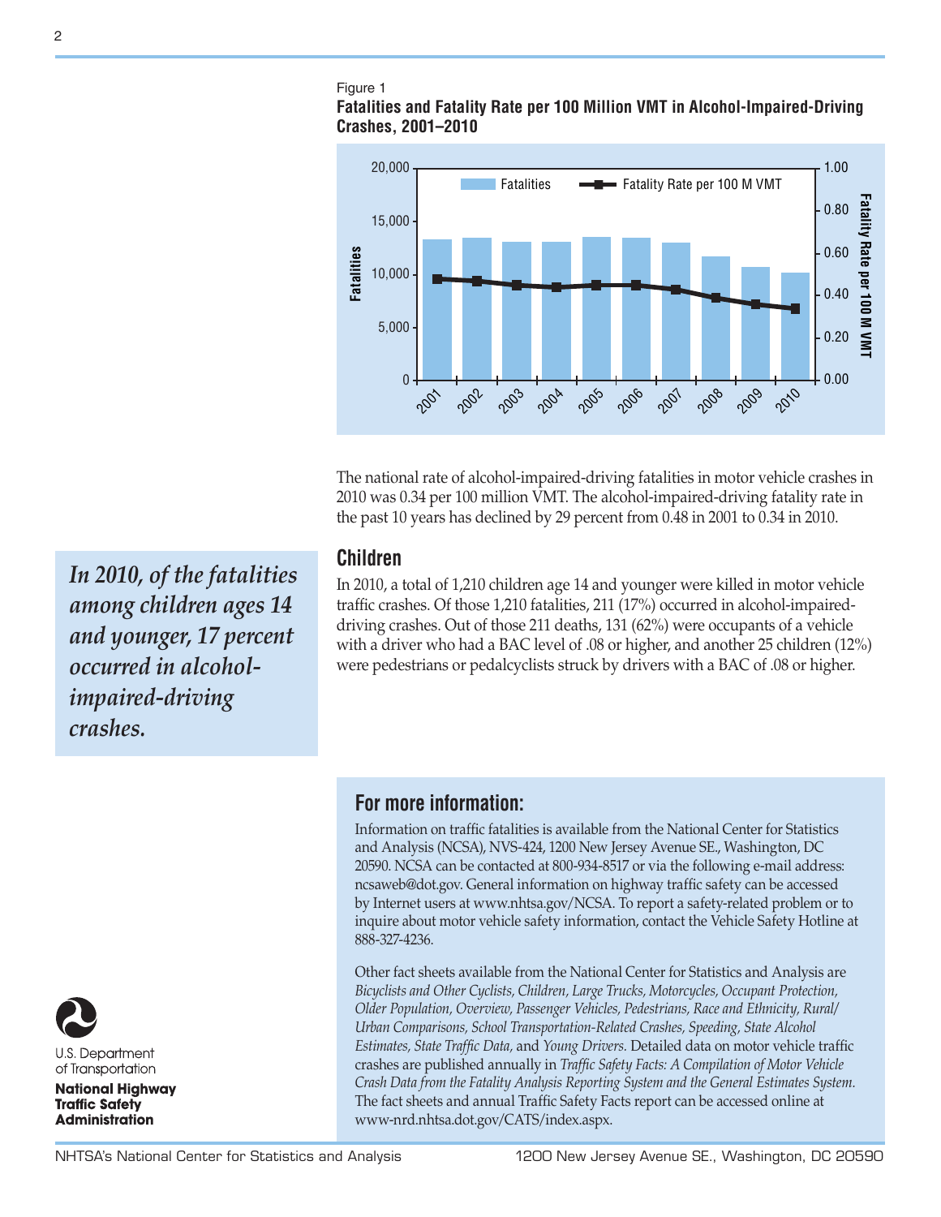Figure 1

**Fatalities and Fatality Rate per 100 Million VMT in Alcohol-Impaired-Driving Crashes, 2001–2010**

The national rate of alcohol-impaired-driving fatalities in motor vehicle crashes in 2010 was 0.34 per 100 million VMT. The alcohol-impaired-driving fatality rate in the past 10 years has declined by 29 percent from 0.48 in 2001 to 0.34 in 2010.

## Children

In 2010, a total of 1,210 children age 14 and younger were killed in motor vehicle traffic crashes. Of those 1,210 fatalities, 211 (17%) occurred in alcohol-impaired-driving crashes. Out of those 211 deaths, 131 (62%) were occupants of a vehicle with a driver who had a BAC level of .08 or higher, and another 25 children (12%) were pedestrians or pedalcyclists struck by drivers with a BAC of .08 or higher.

***In 2010, of the fatalities among children ages 14 and younger, 17 percent occurred in alcohol-impaired-driving crashes.***

## For more information:

Information on traffic fatalities is available from the National Center for Statistics and Analysis (NCSA), NVS-424, 1200 New Jersey Avenue SE., Washington, DC 20590. NCSA can be contacted at 800-934-8517 or via the following e-mail address: ncsaweb@dot.gov. General information on highway traffic safety can be accessed by Internet users at www.nhtsa.gov/NCSA. To report a safety-related problem or to inquire about motor vehicle safety information, contact the Vehicle Safety Hotline at 888-327-4236.

Other fact sheets available from the National Center for Statistics and Analysis are *Bicyclists and Other Cyclists, Children, Large Trucks, Motorcycles, Occupant Protection, Older Population, Overview, Passenger Vehicles, Pedestrians, Race and Ethnicity, Rural/Urban Comparisons, School Transportation-Related Crashes, Speeding, State Alcohol Estimates, State Traffic Data,* and *Young Drivers.* Detailed data on motor vehicle traffic crashes are published annually in *Traffic Safety Facts: A Compilation of Motor Vehicle Crash Data from the Fatality Analysis Reporting System and the General Estimates System.* The fact sheets and annual Traffic Safety Facts report can be accessed online at www-nrd.nhtsa.dot.gov/CATS/index.aspx.

U.S. Department of Transportation

**National Highway Traffic Safety Administration**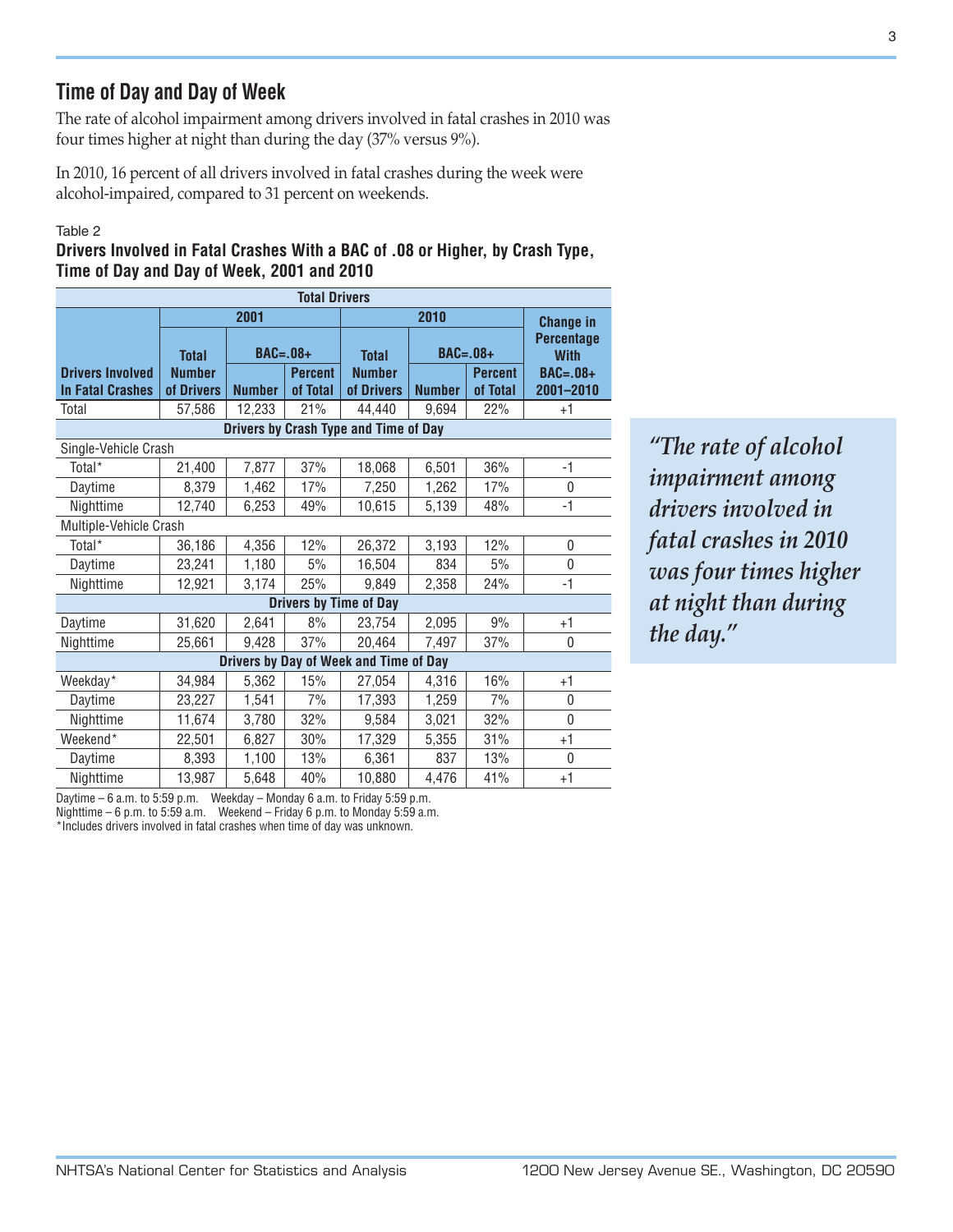## Time of Day and Day of Week

The rate of alcohol impairment among drivers involved in fatal crashes in 2010 was four times higher at night than during the day (37% versus 9%).

In 2010, 16 percent of all drivers involved in fatal crashes during the week were alcohol-impaired, compared to 31 percent on weekends.

Table 2

**Drivers Involved in Fatal Crashes With a BAC of .08 or Higher, by Crash Type, Time of Day and Day of Week, 2001 and 2010**

| Total Drivers | | | | | | | |
|---|---|---|---|---|---|---|---|
| | 2001 | | | 2010 | | | Change in Percentage With BAC=.08+ 2001–2010 |
| Drivers Involved In Fatal Crashes | Total Number of Drivers | BAC=.08+ Number | BAC=.08+ Percent of Total | Total Number of Drivers | BAC=.08+ Number | BAC=.08+ Percent of Total | |
| Total | 57,586 | 12,233 | 21% | 44,440 | 9,694 | 22% | +1 |
| **Drivers by Crash Type and Time of Day** | | | | | | | |
| Single-Vehicle Crash | | | | | | | |
| Total* | 21,400 | 7,877 | 37% | 18,068 | 6,501 | 36% | -1 |
| Daytime | 8,379 | 1,462 | 17% | 7,250 | 1,262 | 17% | 0 |
| Nighttime | 12,740 | 6,253 | 49% | 10,615 | 5,139 | 48% | -1 |
| Multiple-Vehicle Crash | | | | | | | |
| Total* | 36,186 | 4,356 | 12% | 26,372 | 3,193 | 12% | 0 |
| Daytime | 23,241 | 1,180 | 5% | 16,504 | 834 | 5% | 0 |
| Nighttime | 12,921 | 3,174 | 25% | 9,849 | 2,358 | 24% | -1 |
| **Drivers by Time of Day** | | | | | | | |
| Daytime | 31,620 | 2,641 | 8% | 23,754 | 2,095 | 9% | +1 |
| Nighttime | 25,661 | 9,428 | 37% | 20,464 | 7,497 | 37% | 0 |
| **Drivers by Day of Week and Time of Day** | | | | | | | |
| Weekday* | 34,984 | 5,362 | 15% | 27,054 | 4,316 | 16% | +1 |
| Daytime | 23,227 | 1,541 | 7% | 17,393 | 1,259 | 7% | 0 |
| Nighttime | 11,674 | 3,780 | 32% | 9,584 | 3,021 | 32% | 0 |
| Weekend* | 22,501 | 6,827 | 30% | 17,329 | 5,355 | 31% | +1 |
| Daytime | 8,393 | 1,100 | 13% | 6,361 | 837 | 13% | 0 |
| Nighttime | 13,987 | 5,648 | 40% | 10,880 | 4,476 | 41% | +1 |

Daytime – 6 a.m. to 5:59 p.m. Weekday – Monday 6 a.m. to Friday 5:59 p.m.
Nighttime – 6 p.m. to 5:59 a.m. Weekend – Friday 6 p.m. to Monday 5:59 a.m.
*Includes drivers involved in fatal crashes when time of day was unknown.

*"The rate of alcohol impairment among drivers involved in fatal crashes in 2010 was four times higher at night than during the day."*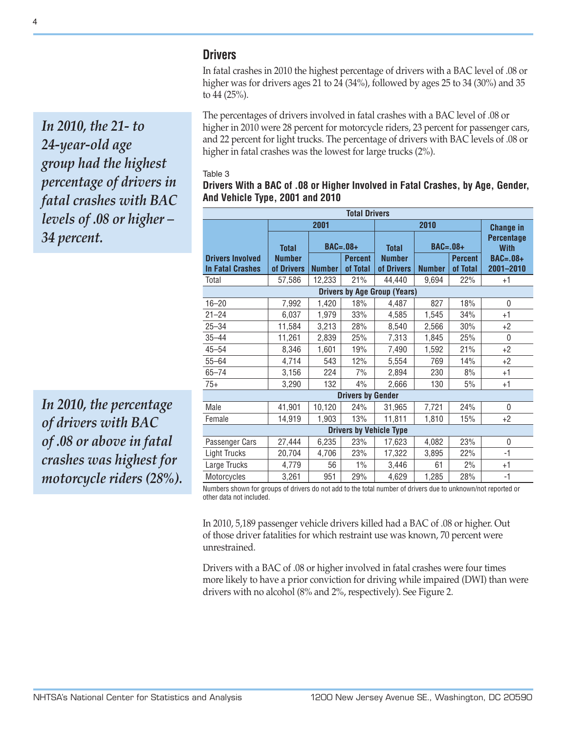## Drivers

In fatal crashes in 2010 the highest percentage of drivers with a BAC level of .08 or higher was for drivers ages 21 to 24 (34%), followed by ages 25 to 34 (30%) and 35 to 44 (25%).

*In 2010, the 21- to 24-year-old age group had the highest percentage of drivers in fatal crashes with BAC levels of .08 or higher – 34 percent.*

The percentages of drivers involved in fatal crashes with a BAC level of .08 or higher in 2010 were 28 percent for motorcycle riders, 23 percent for passenger cars, and 22 percent for light trucks. The percentage of drivers with BAC levels of .08 or higher in fatal crashes was the lowest for large trucks (2%).

Table 3

**Drivers With a BAC of .08 or Higher Involved in Fatal Crashes, by Age, Gender, And Vehicle Type, 2001 and 2010**

| Total Drivers | | | | | | | |
|---|---|---|---|---|---|---|---|
| | 2001 | | | 2010 | | | Change in Percentage With BAC=.08+ 2001–2010 |
| Drivers Involved In Fatal Crashes | Total Number of Drivers | BAC=.08+ Number | BAC=.08+ Percent of Total | Total Number of Drivers | BAC=.08+ Number | BAC=.08+ Percent of Total | |
| Total | 57,586 | 12,233 | 21% | 44,440 | 9,694 | 22% | +1 |
| **Drivers by Age Group (Years)** | | | | | | | |
| 16–20 | 7,992 | 1,420 | 18% | 4,487 | 827 | 18% | 0 |
| 21–24 | 6,037 | 1,979 | 33% | 4,585 | 1,545 | 34% | +1 |
| 25–34 | 11,584 | 3,213 | 28% | 8,540 | 2,566 | 30% | +2 |
| 35–44 | 11,261 | 2,839 | 25% | 7,313 | 1,845 | 25% | 0 |
| 45–54 | 8,346 | 1,601 | 19% | 7,490 | 1,592 | 21% | +2 |
| 55–64 | 4,714 | 543 | 12% | 5,554 | 769 | 14% | +2 |
| 65–74 | 3,156 | 224 | 7% | 2,894 | 230 | 8% | +1 |
| 75+ | 3,290 | 132 | 4% | 2,666 | 130 | 5% | +1 |
| **Drivers by Gender** | | | | | | | |
| Male | 41,901 | 10,120 | 24% | 31,965 | 7,721 | 24% | 0 |
| Female | 14,919 | 1,903 | 13% | 11,811 | 1,810 | 15% | +2 |
| **Drivers by Vehicle Type** | | | | | | | |
| Passenger Cars | 27,444 | 6,235 | 23% | 17,623 | 4,082 | 23% | 0 |
| Light Trucks | 20,704 | 4,706 | 23% | 17,322 | 3,895 | 22% | -1 |
| Large Trucks | 4,779 | 56 | 1% | 3,446 | 61 | 2% | +1 |
| Motorcycles | 3,261 | 951 | 29% | 4,629 | 1,285 | 28% | -1 |

Numbers shown for groups of drivers do not add to the total number of drivers due to unknown/not reported or other data not included.

*In 2010, the percentage of drivers with BAC of .08 or above in fatal crashes was highest for motorcycle riders (28%).*

In 2010, 5,189 passenger vehicle drivers killed had a BAC of .08 or higher. Out of those driver fatalities for which restraint use was known, 70 percent were unrestrained.

Drivers with a BAC of .08 or higher involved in fatal crashes were four times more likely to have a prior conviction for driving while impaired (DWI) than were drivers with no alcohol (8% and 2%, respectively). See Figure 2.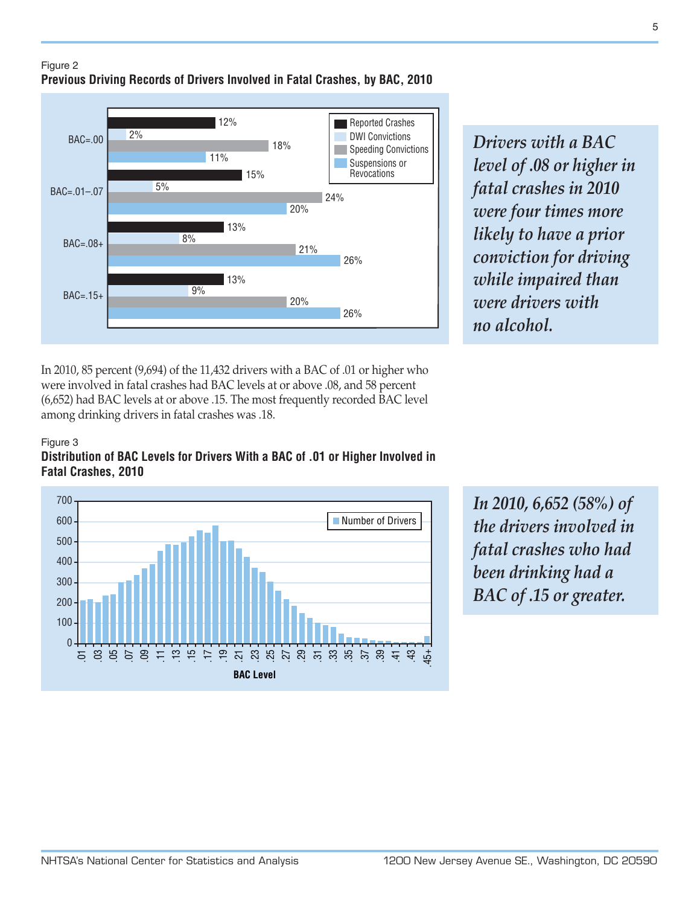Figure 2

**Previous Driving Records of Drivers Involved in Fatal Crashes, by BAC, 2010**

| BAC | Reported Crashes | DWI Convictions | Speeding Convictions | Suspensions or Revocations |
|---|---|---|---|---|
| BAC=.00 | 12% | 2% | 18% | 11% |
| BAC=.01–.07 | 15% | 5% | 24% | 20% |
| BAC=.08+ | 13% | 8% | 21% | 26% |
| BAC=.15+ | 13% | 9% | 20% | 26% |

***Drivers with a BAC level of .08 or higher in fatal crashes in 2010 were four times more likely to have a prior conviction for driving while impaired than were drivers with no alcohol.***

In 2010, 85 percent (9,694) of the 11,432 drivers with a BAC of .01 or higher who were involved in fatal crashes had BAC levels at or above .08, and 58 percent (6,652) had BAC levels at or above .15. The most frequently recorded BAC level among drinking drivers in fatal crashes was .18.

Figure 3

**Distribution of BAC Levels for Drivers With a BAC of .01 or Higher Involved in Fatal Crashes, 2010**

***In 2010, 6,652 (58%) of the drivers involved in fatal crashes who had been drinking had a BAC of .15 or greater.***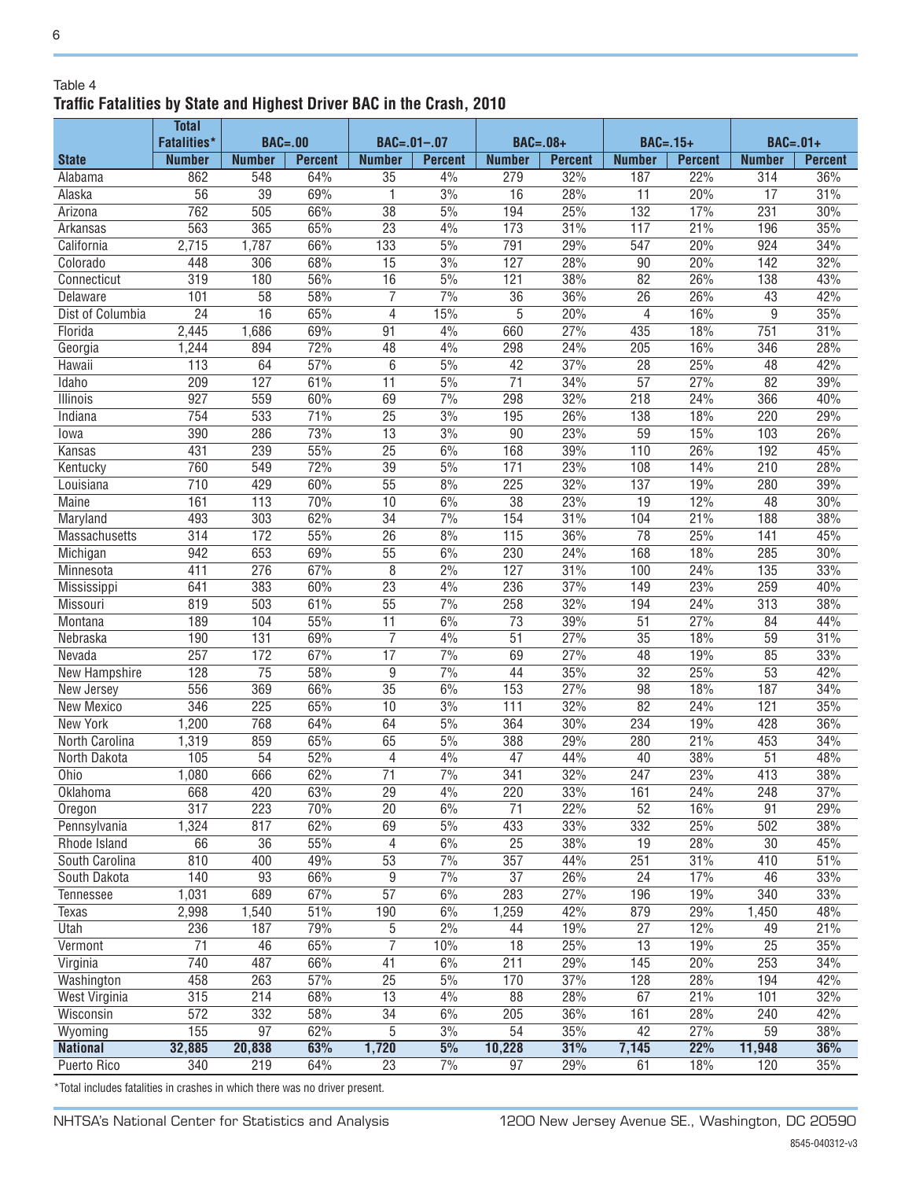Table 4
**Traffic Fatalities by State and Highest Driver BAC in the Crash, 2010**

| | Total Fatalities* | BAC=.00 | | BAC=.01–.07 | | BAC=.08+ | | BAC=.15+ | | BAC=.01+ | |
|---|---|---|---|---|---|---|---|---|---|---|---|
| **State** | **Number** | **Number** | **Percent** | **Number** | **Percent** | **Number** | **Percent** | **Number** | **Percent** | **Number** | **Percent** |
| Alabama | 862 | 548 | 64% | 35 | 4% | 279 | 32% | 187 | 22% | 314 | 36% |
| Alaska | 56 | 39 | 69% | 1 | 3% | 16 | 28% | 11 | 20% | 17 | 31% |
| Arizona | 762 | 505 | 66% | 38 | 5% | 194 | 25% | 132 | 17% | 231 | 30% |
| Arkansas | 563 | 365 | 65% | 23 | 4% | 173 | 31% | 117 | 21% | 196 | 35% |
| California | 2,715 | 1,787 | 66% | 133 | 5% | 791 | 29% | 547 | 20% | 924 | 34% |
| Colorado | 448 | 306 | 68% | 15 | 3% | 127 | 28% | 90 | 20% | 142 | 32% |
| Connecticut | 319 | 180 | 56% | 16 | 5% | 121 | 38% | 82 | 26% | 138 | 43% |
| Delaware | 101 | 58 | 58% | 7 | 7% | 36 | 36% | 26 | 26% | 43 | 42% |
| Dist of Columbia | 24 | 16 | 65% | 4 | 15% | 5 | 20% | 4 | 16% | 9 | 35% |
| Florida | 2,445 | 1,686 | 69% | 91 | 4% | 660 | 27% | 435 | 18% | 751 | 31% |
| Georgia | 1,244 | 894 | 72% | 48 | 4% | 298 | 24% | 205 | 16% | 346 | 28% |
| Hawaii | 113 | 64 | 57% | 6 | 5% | 42 | 37% | 28 | 25% | 48 | 42% |
| Idaho | 209 | 127 | 61% | 11 | 5% | 71 | 34% | 57 | 27% | 82 | 39% |
| Illinois | 927 | 559 | 60% | 69 | 7% | 298 | 32% | 218 | 24% | 366 | 40% |
| Indiana | 754 | 533 | 71% | 25 | 3% | 195 | 26% | 138 | 18% | 220 | 29% |
| Iowa | 390 | 286 | 73% | 13 | 3% | 90 | 23% | 59 | 15% | 103 | 26% |
| Kansas | 431 | 239 | 55% | 25 | 6% | 168 | 39% | 110 | 26% | 192 | 45% |
| Kentucky | 760 | 549 | 72% | 39 | 5% | 171 | 23% | 108 | 14% | 210 | 28% |
| Louisiana | 710 | 429 | 60% | 55 | 8% | 225 | 32% | 137 | 19% | 280 | 39% |
| Maine | 161 | 113 | 70% | 10 | 6% | 38 | 23% | 19 | 12% | 48 | 30% |
| Maryland | 493 | 303 | 62% | 34 | 7% | 154 | 31% | 104 | 21% | 188 | 38% |
| Massachusetts | 314 | 172 | 55% | 26 | 8% | 115 | 36% | 78 | 25% | 141 | 45% |
| Michigan | 942 | 653 | 69% | 55 | 6% | 230 | 24% | 168 | 18% | 285 | 30% |
| Minnesota | 411 | 276 | 67% | 8 | 2% | 127 | 31% | 100 | 24% | 135 | 33% |
| Mississippi | 641 | 383 | 60% | 23 | 4% | 236 | 37% | 149 | 23% | 259 | 40% |
| Missouri | 819 | 503 | 61% | 55 | 7% | 258 | 32% | 194 | 24% | 313 | 38% |
| Montana | 189 | 104 | 55% | 11 | 6% | 73 | 39% | 51 | 27% | 84 | 44% |
| Nebraska | 190 | 131 | 69% | 7 | 4% | 51 | 27% | 35 | 18% | 59 | 31% |
| Nevada | 257 | 172 | 67% | 17 | 7% | 69 | 27% | 48 | 19% | 85 | 33% |
| New Hampshire | 128 | 75 | 58% | 9 | 7% | 44 | 35% | 32 | 25% | 53 | 42% |
| New Jersey | 556 | 369 | 66% | 35 | 6% | 153 | 27% | 98 | 18% | 187 | 34% |
| New Mexico | 346 | 225 | 65% | 10 | 3% | 111 | 32% | 82 | 24% | 121 | 35% |
| New York | 1,200 | 768 | 64% | 64 | 5% | 364 | 30% | 234 | 19% | 428 | 36% |
| North Carolina | 1,319 | 859 | 65% | 65 | 5% | 388 | 29% | 280 | 21% | 453 | 34% |
| North Dakota | 105 | 54 | 52% | 4 | 4% | 47 | 44% | 40 | 38% | 51 | 48% |
| Ohio | 1,080 | 666 | 62% | 71 | 7% | 341 | 32% | 247 | 23% | 413 | 38% |
| Oklahoma | 668 | 420 | 63% | 29 | 4% | 220 | 33% | 161 | 24% | 248 | 37% |
| Oregon | 317 | 223 | 70% | 20 | 6% | 71 | 22% | 52 | 16% | 91 | 29% |
| Pennsylvania | 1,324 | 817 | 62% | 69 | 5% | 433 | 33% | 332 | 25% | 502 | 38% |
| Rhode Island | 66 | 36 | 55% | 4 | 6% | 25 | 38% | 19 | 28% | 30 | 45% |
| South Carolina | 810 | 400 | 49% | 53 | 7% | 357 | 44% | 251 | 31% | 410 | 51% |
| South Dakota | 140 | 93 | 66% | 9 | 7% | 37 | 26% | 24 | 17% | 46 | 33% |
| Tennessee | 1,031 | 689 | 67% | 57 | 6% | 283 | 27% | 196 | 19% | 340 | 33% |
| Texas | 2,998 | 1,540 | 51% | 190 | 6% | 1,259 | 42% | 879 | 29% | 1,450 | 48% |
| Utah | 236 | 187 | 79% | 5 | 2% | 44 | 19% | 27 | 12% | 49 | 21% |
| Vermont | 71 | 46 | 65% | 7 | 10% | 18 | 25% | 13 | 19% | 25 | 35% |
| Virginia | 740 | 487 | 66% | 41 | 6% | 211 | 29% | 145 | 20% | 253 | 34% |
| Washington | 458 | 263 | 57% | 25 | 5% | 170 | 37% | 128 | 28% | 194 | 42% |
| West Virginia | 315 | 214 | 68% | 13 | 4% | 88 | 28% | 67 | 21% | 101 | 32% |
| Wisconsin | 572 | 332 | 58% | 34 | 6% | 205 | 36% | 161 | 28% | 240 | 42% |
| Wyoming | 155 | 97 | 62% | 5 | 3% | 54 | 35% | 42 | 27% | 59 | 38% |
| **National** | **32,885** | **20,838** | **63%** | **1,720** | **5%** | **10,228** | **31%** | **7,145** | **22%** | **11,948** | **36%** |
| Puerto Rico | 340 | 219 | 64% | 23 | 7% | 97 | 29% | 61 | 18% | 120 | 35% |

*Total includes fatalities in crashes in which there was no driver present.

NHTSA's National Center for Statistics and Analysis    1200 New Jersey Avenue SE., Washington, DC 20590

8545-040312-v3